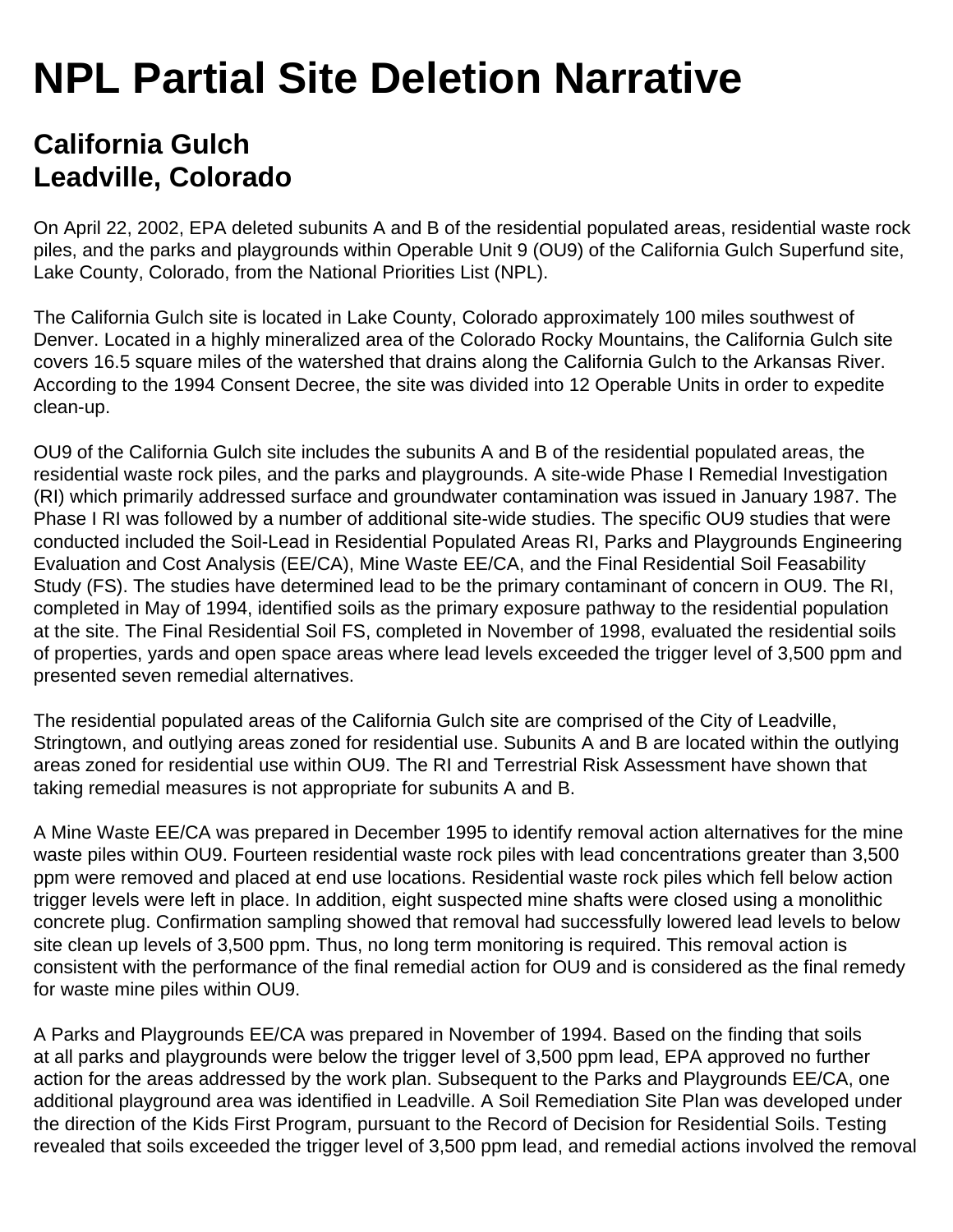# NPL Partial Site Deletion Narrative

## California Gulch
## Leadville, Colorado

On April 22, 2002, EPA deleted subunits A and B of the residential populated areas, residential waste rock piles, and the parks and playgrounds within Operable Unit 9 (OU9) of the California Gulch Superfund site, Lake County, Colorado, from the National Priorities List (NPL).

The California Gulch site is located in Lake County, Colorado approximately 100 miles southwest of Denver. Located in a highly mineralized area of the Colorado Rocky Mountains, the California Gulch site covers 16.5 square miles of the watershed that drains along the California Gulch to the Arkansas River. According to the 1994 Consent Decree, the site was divided into 12 Operable Units in order to expedite clean-up.

OU9 of the California Gulch site includes the subunits A and B of the residential populated areas, the residential waste rock piles, and the parks and playgrounds. A site-wide Phase I Remedial Investigation (RI) which primarily addressed surface and groundwater contamination was issued in January 1987. The Phase I RI was followed by a number of additional site-wide studies. The specific OU9 studies that were conducted included the Soil-Lead in Residential Populated Areas RI, Parks and Playgrounds Engineering Evaluation and Cost Analysis (EE/CA), Mine Waste EE/CA, and the Final Residential Soil Feasability Study (FS). The studies have determined lead to be the primary contaminant of concern in OU9. The RI, completed in May of 1994, identified soils as the primary exposure pathway to the residential population at the site. The Final Residential Soil FS, completed in November of 1998, evaluated the residential soils of properties, yards and open space areas where lead levels exceeded the trigger level of 3,500 ppm and presented seven remedial alternatives.

The residential populated areas of the California Gulch site are comprised of the City of Leadville, Stringtown, and outlying areas zoned for residential use. Subunits A and B are located within the outlying areas zoned for residential use within OU9. The RI and Terrestrial Risk Assessment have shown that taking remedial measures is not appropriate for subunits A and B.

A Mine Waste EE/CA was prepared in December 1995 to identify removal action alternatives for the mine waste piles within OU9. Fourteen residential waste rock piles with lead concentrations greater than 3,500 ppm were removed and placed at end use locations. Residential waste rock piles which fell below action trigger levels were left in place. In addition, eight suspected mine shafts were closed using a monolithic concrete plug. Confirmation sampling showed that removal had successfully lowered lead levels to below site clean up levels of 3,500 ppm. Thus, no long term monitoring is required. This removal action is consistent with the performance of the final remedial action for OU9 and is considered as the final remedy for waste mine piles within OU9.

A Parks and Playgrounds EE/CA was prepared in November of 1994. Based on the finding that soils at all parks and playgrounds were below the trigger level of 3,500 ppm lead, EPA approved no further action for the areas addressed by the work plan. Subsequent to the Parks and Playgrounds EE/CA, one additional playground area was identified in Leadville. A Soil Remediation Site Plan was developed under the direction of the Kids First Program, pursuant to the Record of Decision for Residential Soils. Testing revealed that soils exceeded the trigger level of 3,500 ppm lead, and remedial actions involved the removal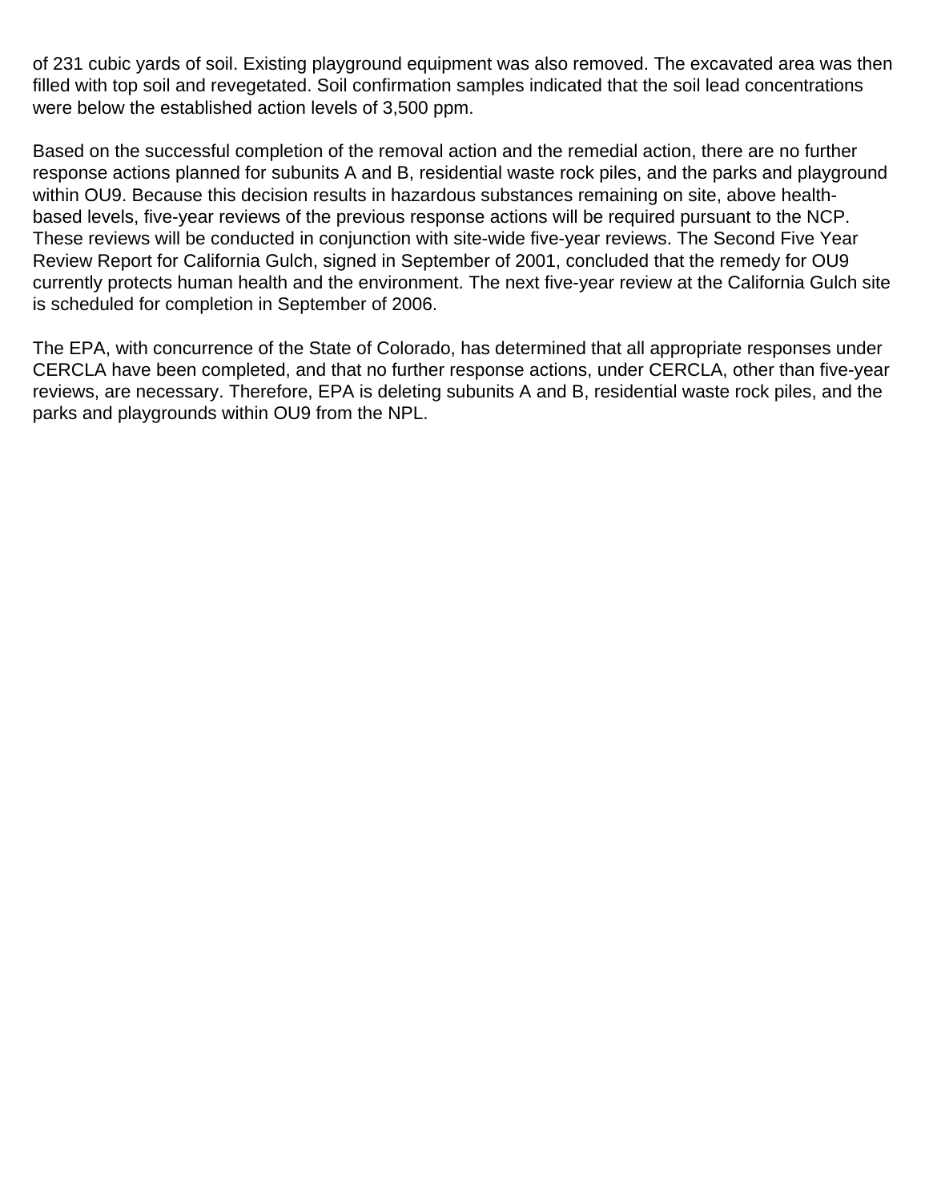of 231 cubic yards of soil. Existing playground equipment was also removed. The excavated area was then filled with top soil and revegetated. Soil confirmation samples indicated that the soil lead concentrations were below the established action levels of 3,500 ppm.

Based on the successful completion of the removal action and the remedial action, there are no further response actions planned for subunits A and B, residential waste rock piles, and the parks and playground within OU9. Because this decision results in hazardous substances remaining on site, above health-based levels, five-year reviews of the previous response actions will be required pursuant to the NCP. These reviews will be conducted in conjunction with site-wide five-year reviews. The Second Five Year Review Report for California Gulch, signed in September of 2001, concluded that the remedy for OU9 currently protects human health and the environment. The next five-year review at the California Gulch site is scheduled for completion in September of 2006.

The EPA, with concurrence of the State of Colorado, has determined that all appropriate responses under CERCLA have been completed, and that no further response actions, under CERCLA, other than five-year reviews, are necessary. Therefore, EPA is deleting subunits A and B, residential waste rock piles, and the parks and playgrounds within OU9 from the NPL.